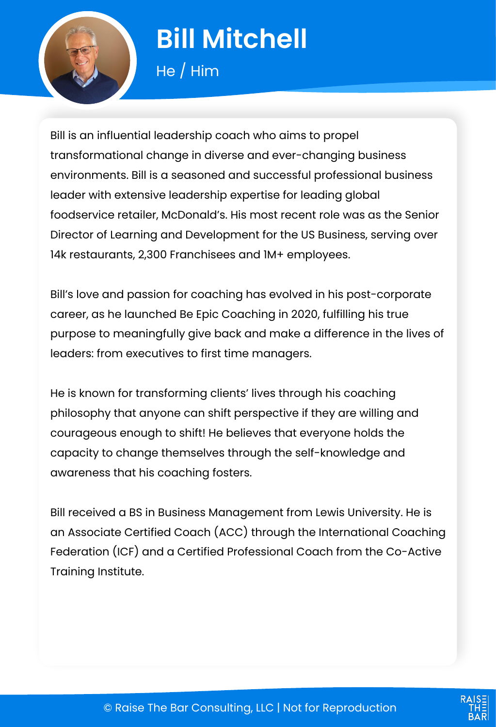# Bill Mitchell

He / Him

Bill is an influential leadership coach who aims to propel transformational change in diverse and ever-changing business environments. Bill is a seasoned and successful professional business leader with extensive leadership expertise for leading global foodservice retailer, McDonald's. His most recent role was as the Senior Director of Learning and Development for the US Business, serving over 14k restaurants, 2,300 Franchisees and 1M+ employees.

Bill's love and passion for coaching has evolved in his post-corporate career, as he launched Be Epic Coaching in 2020, fulfilling his true purpose to meaningfully give back and make a difference in the lives of leaders: from executives to first time managers.

He is known for transforming clients' lives through his coaching philosophy that anyone can shift perspective if they are willing and courageous enough to shift! He believes that everyone holds the capacity to change themselves through the self-knowledge and awareness that his coaching fosters.

Bill received a BS in Business Management from Lewis University. He is an Associate Certified Coach (ACC) through the International Coaching Federation (ICF) and a Certified Professional Coach from the Co-Active Training Institute.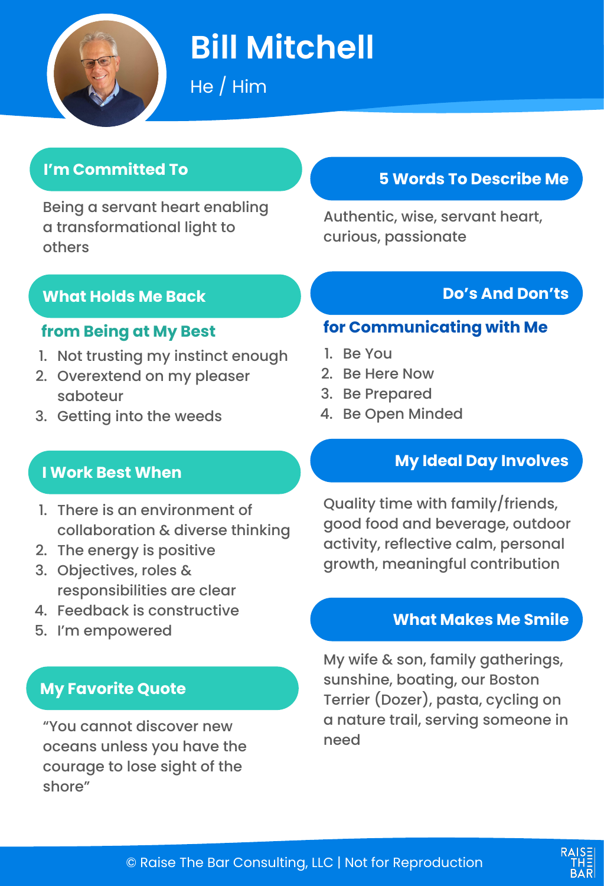# Bill Mitchell

He / Him

## I'm Committed To

Being a servant heart enabling a transformational light to others

## What Holds Me Back from Being at My Best

1. Not trusting my instinct enough
2. Overextend on my pleaser saboteur
3. Getting into the weeds

## I Work Best When

1. There is an environment of collaboration & diverse thinking
2. The energy is positive
3. Objectives, roles & responsibilities are clear
4. Feedback is constructive
5. I'm empowered

## My Favorite Quote

"You cannot discover new oceans unless you have the courage to lose sight of the shore"

## 5 Words To Describe Me

Authentic, wise, servant heart, curious, passionate

## Do's And Don'ts for Communicating with Me

1. Be You
2. Be Here Now
3. Be Prepared
4. Be Open Minded

## My Ideal Day Involves

Quality time with family/friends, good food and beverage, outdoor activity, reflective calm, personal growth, meaningful contribution

## What Makes Me Smile

My wife & son, family gatherings, sunshine, boating, our Boston Terrier (Dozer), pasta, cycling on a nature trail, serving someone in need

© Raise The Bar Consulting, LLC | Not for Reproduction